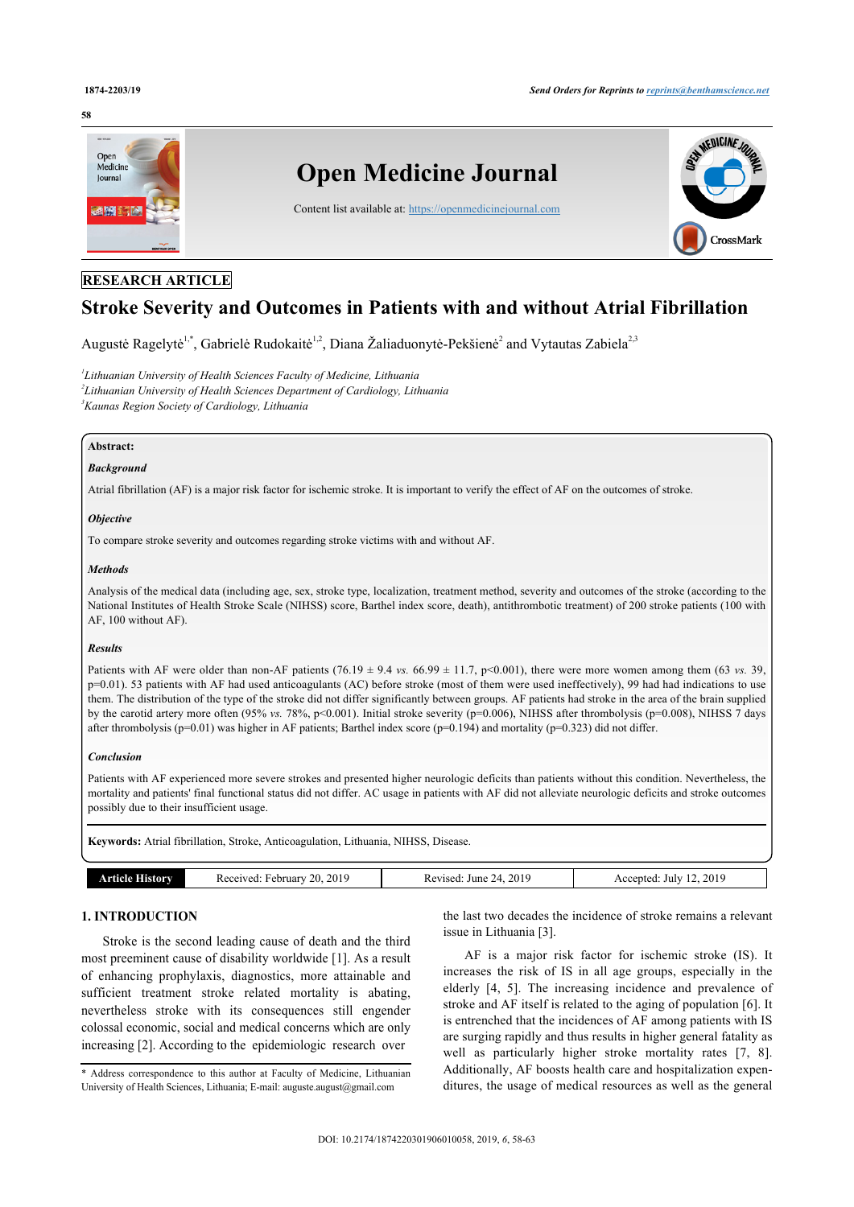RESEARCH ARTICLE

# Stroke Severity and Outcomes in Patients with and without Atrial Fibrillation

Augustė Ragelytė[1,*], Gabrielė Rudokaitė[1,2], Diana Žaliaduonytė-Peksienė[2] and Vytautas Zabiela[2,3]

[1]*Lithuanian University of Health Sciences Faculty of Medicine, Lithuania*
[2]*Lithuanian University of Health Sciences Department of Cardiology, Lithuania*
[3]*Kaunas Region Society of Cardiology, Lithuania*

**Abstract:**

***Background***

Atrial fibrillation (AF) is a major risk factor for ischemic stroke. It is important to verify the effect of AF on the outcomes of stroke.

***Objective***

To compare stroke severity and outcomes regarding stroke victims with and without AF.

***Methods***

Analysis of the medical data (including age, sex, stroke type, localization, treatment method, severity and outcomes of the stroke (according to the National Institutes of Health Stroke Scale (NIHSS) score, Barthel index score, death), antithrombotic treatment) of 200 stroke patients (100 with AF, 100 without AF).

***Results***

Patients with AF were older than non-AF patients (76.19 ± 9.4 *vs.* 66.99 ± 11.7, p<0.001), there were more women among them (63 *vs.* 39, p=0.01). 53 patients with AF had used anticoagulants (AC) before stroke (most of them were used ineffectively), 99 had had indications to use them. The distribution of the type of the stroke did not differ significantly between groups. AF patients had stroke in the area of the brain supplied by the carotid artery more often (95% *vs.* 78%, p<0.001). Initial stroke severity (p=0.006), NIHSS after thrombolysis (p=0.008), NIHSS 7 days after thrombolysis (p=0.01) was higher in AF patients; Barthel index score (p=0.194) and mortality (p=0.323) did not differ.

***Conclusion***

Patients with AF experienced more severe strokes and presented higher neurologic deficits than patients without this condition. Nevertheless, the mortality and patients' final functional status did not differ. AC usage in patients with AF did not alleviate neurologic deficits and stroke outcomes possibly due to their insufficient usage.

**Keywords:** Atrial fibrillation, Stroke, Anticoagulation, Lithuania, NIHSS, Disease.

| Article History | Received: February 20, 2019 | Revised: June 24, 2019 | Accepted: July 12, 2019 |
|---|---|---|---|

## 1. INTRODUCTION

Stroke is the second leading cause of death and the third most preeminent cause of disability worldwide [1]. As a result of enhancing prophylaxis, diagnostics, more attainable and sufficient treatment stroke related mortality is abating, nevertheless stroke with its consequences still engender colossal economic, social and medical concerns which are only increasing [2]. According to the epidemiologic research over the last two decades the incidence of stroke remains a relevant issue in Lithuania [3].

AF is a major risk factor for ischemic stroke (IS). It increases the risk of IS in all age groups, especially in the elderly [4, 5]. The increasing incidence and prevalence of stroke and AF itself is related to the aging of population [6]. It is entrenched that the incidences of AF among patients with IS are surging rapidly and thus results in higher general fatality as well as particularly higher stroke mortality rates [7, 8]. Additionally, AF boosts health care and hospitalization expenditures, the usage of medical resources as well as the general

\* Address correspondence to this author at Faculty of Medicine, Lithuanian University of Health Sciences, Lithuania; E-mail: auguste.august@gmail.com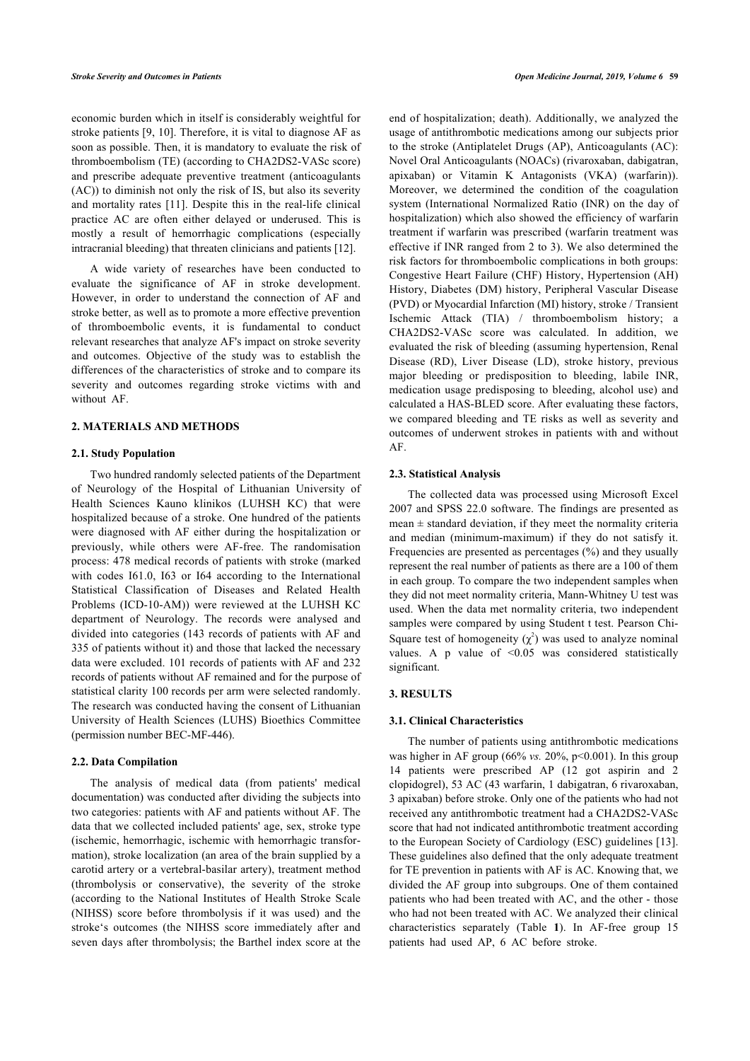economic burden which in itself is considerably weightful for stroke patients [9, 10]. Therefore, it is vital to diagnose AF as soon as possible. Then, it is mandatory to evaluate the risk of thromboembolism (TE) (according to CHA2DS2-VASc score) and prescribe adequate preventive treatment (anticoagulants (AC)) to diminish not only the risk of IS, but also its severity and mortality rates [11]. Despite this in the real-life clinical practice AC are often either delayed or underused. This is mostly a result of hemorrhagic complications (especially intracranial bleeding) that threaten clinicians and patients [12].

A wide variety of researches have been conducted to evaluate the significance of AF in stroke development. However, in order to understand the connection of AF and stroke better, as well as to promote a more effective prevention of thromboembolic events, it is fundamental to conduct relevant researches that analyze AF's impact on stroke severity and outcomes. Objective of the study was to establish the differences of the characteristics of stroke and to compare its severity and outcomes regarding stroke victims with and without AF.

## 2. MATERIALS AND METHODS

### 2.1. Study Population

Two hundred randomly selected patients of the Department of Neurology of the Hospital of Lithuanian University of Health Sciences Kauno klinikos (LUHSH KC) that were hospitalized because of a stroke. One hundred of the patients were diagnosed with AF either during the hospitalization or previously, while others were AF-free. The randomisation process: 478 medical records of patients with stroke (marked with codes I61.0, I63 or I64 according to the International Statistical Classification of Diseases and Related Health Problems (ICD-10-AM)) were reviewed at the LUHSH KC department of Neurology. The records were analysed and divided into categories (143 records of patients with AF and 335 of patients without it) and those that lacked the necessary data were excluded. 101 records of patients with AF and 232 records of patients without AF remained and for the purpose of statistical clarity 100 records per arm were selected randomly. The research was conducted having the consent of Lithuanian University of Health Sciences (LUHS) Bioethics Committee (permission number BEC-MF-446).

### 2.2. Data Compilation

The analysis of medical data (from patients' medical documentation) was conducted after dividing the subjects into two categories: patients with AF and patients without AF. The data that we collected included patients' age, sex, stroke type (ischemic, hemorrhagic, ischemic with hemorrhagic transformation), stroke localization (an area of the brain supplied by a carotid artery or a vertebral-basilar artery), treatment method (thrombolysis or conservative), the severity of the stroke (according to the National Institutes of Health Stroke Scale (NIHSS) score before thrombolysis if it was used) and the stroke‘s outcomes (the NIHSS score immediately after and seven days after thrombolysis; the Barthel index score at the end of hospitalization; death). Additionally, we analyzed the usage of antithrombotic medications among our subjects prior to the stroke (Antiplatelet Drugs (AP), Anticoagulants (AC): Novel Oral Anticoagulants (NOACs) (rivaroxaban, dabigatran, apixaban) or Vitamin K Antagonists (VKA) (warfarin)). Moreover, we determined the condition of the coagulation system (International Normalized Ratio (INR) on the day of hospitalization) which also showed the efficiency of warfarin treatment if warfarin was prescribed (warfarin treatment was effective if INR ranged from 2 to 3). We also determined the risk factors for thromboembolic complications in both groups: Congestive Heart Failure (CHF) History, Hypertension (AH) History, Diabetes (DM) history, Peripheral Vascular Disease (PVD) or Myocardial Infarction (MI) history, stroke / Transient Ischemic Attack (TIA) / thromboembolism history; a CHA2DS2-VASc score was calculated. In addition, we evaluated the risk of bleeding (assuming hypertension, Renal Disease (RD), Liver Disease (LD), stroke history, previous major bleeding or predisposition to bleeding, labile INR, medication usage predisposing to bleeding, alcohol use) and calculated a HAS-BLED score. After evaluating these factors, we compared bleeding and TE risks as well as severity and outcomes of underwent strokes in patients with and without AF.

### 2.3. Statistical Analysis

The collected data was processed using Microsoft Excel 2007 and SPSS 22.0 software. The findings are presented as mean ± standard deviation, if they meet the normality criteria and median (minimum-maximum) if they do not satisfy it. Frequencies are presented as percentages (%) and they usually represent the real number of patients as there are a 100 of them in each group. To compare the two independent samples when they did not meet normality criteria, Mann-Whitney U test was used. When the data met normality criteria, two independent samples were compared by using Student t test. Pearson Chi-Square test of homogeneity ($\chi^2$) was used to analyze nominal values. A p value of <0.05 was considered statistically significant.

## 3. RESULTS

### 3.1. Clinical Characteristics

The number of patients using antithrombotic medications was higher in AF group (66% *vs.* 20%, p<0.001). In this group 14 patients were prescribed AP (12 got aspirin and 2 clopidogrel), 53 AC (43 warfarin, 1 dabigatran, 6 rivaroxaban, 3 apixaban) before stroke. Only one of the patients who had not received any antithrombotic treatment had a CHA2DS2-VASc score that had not indicated antithrombotic treatment according to the European Society of Cardiology (ESC) guidelines [13]. These guidelines also defined that the only adequate treatment for TE prevention in patients with AF is AC. Knowing that, we divided the AF group into subgroups. One of them contained patients who had been treated with AC, and the other - those who had not been treated with AC. We analyzed their clinical characteristics separately (Table **1**). In AF-free group 15 patients had used AP, 6 AC before stroke.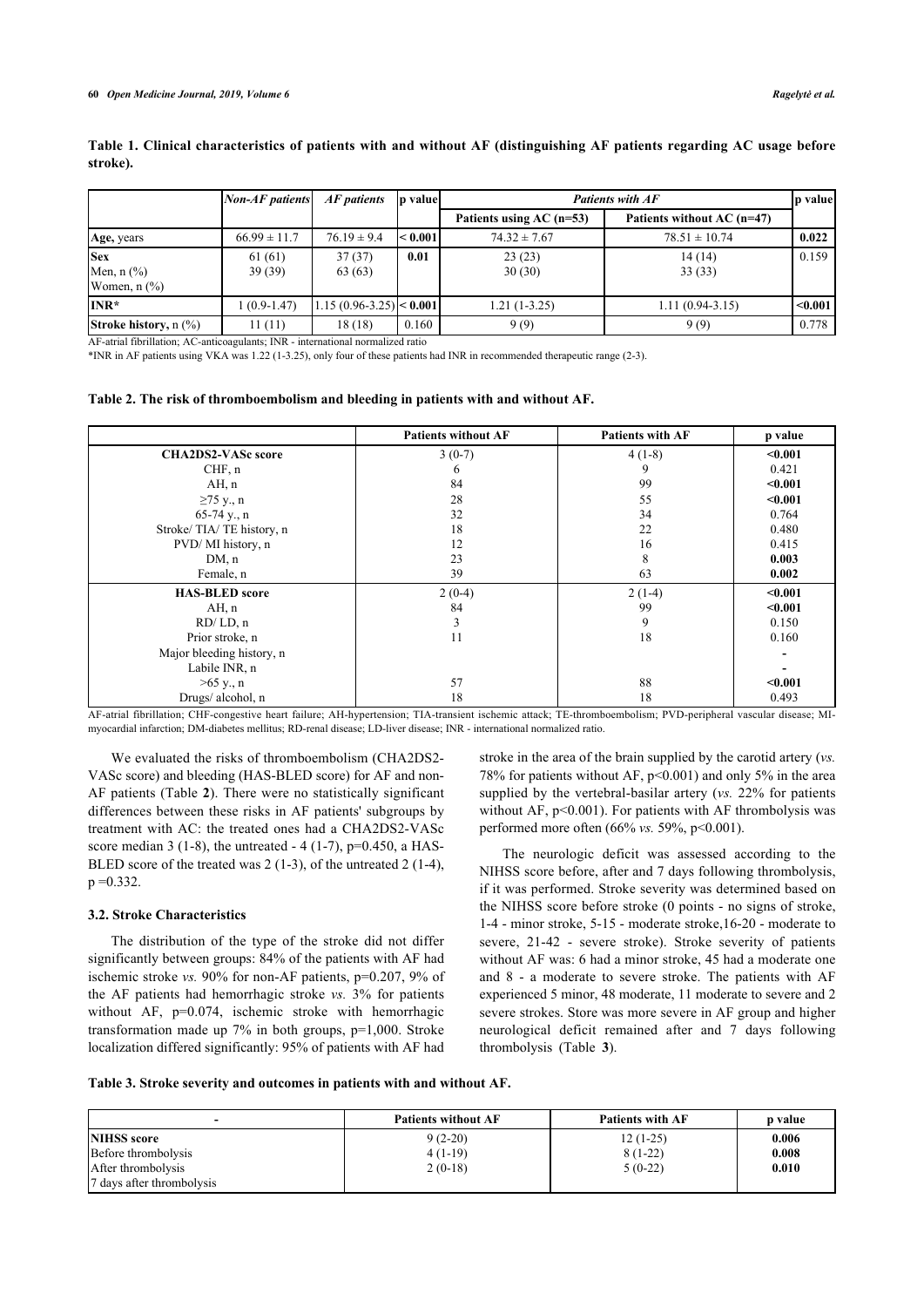**Table 1. Clinical characteristics of patients with and without AF (distinguishing AF patients regarding AC usage before stroke).**

| | *Non-AF patients* | *AF patients* | p value | *Patients with AF* | | p value |
|---|---|---|---|---|---|---|
| | | | | Patients using AC (n=53) | Patients without AC (n=47) | |
| **Age**, years | 66.99 ± 11.7 | 76.19 ± 9.4 | **< 0.001** | 74.32 ± 7.67 | 78.51 ± 10.74 | **0.022** |
| **Sex**<br>Men, n (%)<br>Women, n (%) | 61 (61)<br>39 (39) | 37 (37)<br>63 (63) | **0.01** | 23 (23)<br>30 (30) | 14 (14)<br>33 (33) | 0.159 |
| **INR*** | 1 (0.9-1.47) | 1.15 (0.96-3.25) | **< 0.001** | 1.21 (1-3.25) | 1.11 (0.94-3.15) | **<0.001** |
| **Stroke history,** n (%) | 11 (11) | 18 (18) | 0.160 | 9 (9) | 9 (9) | 0.778 |

AF-atrial fibrillation; AC-anticoagulants; INR - international normalized ratio

*INR in AF patients using VKA was 1.22 (1-3.25), only four of these patients had INR in recommended therapeutic range (2-3).

**Table 2. The risk of thromboembolism and bleeding in patients with and without AF.**

| | Patients without AF | Patients with AF | p value |
|---|---|---|---|
| **CHA2DS2-VASc score** | 3 (0-7) | 4 (1-8) | **<0.001** |
| CHF, n | 6 | 9 | 0.421 |
| AH, n | 84 | 99 | **<0.001** |
| ≥75 y., n | 28 | 55 | **<0.001** |
| 65-74 y., n | 32 | 34 | 0.764 |
| Stroke/ TIA/ TE history, n | 18 | 22 | 0.480 |
| PVD/ MI history, n | 12 | 16 | 0.415 |
| DM, n | 23 | 8 | **0.003** |
| Female, n | 39 | 63 | **0.002** |
| **HAS-BLED score** | 2 (0-4) | 2 (1-4) | **<0.001** |
| AH, n | 84 | 99 | **<0.001** |
| RD/ LD, n | 3 | 9 | 0.150 |
| Prior stroke, n | 11 | 18 | 0.160 |
| Major bleeding history, n | | | - |
| Labile INR, n | | | - |
| >65 y., n | 57 | 88 | **<0.001** |
| Drugs/ alcohol, n | 18 | 18 | 0.493 |

AF-atrial fibrillation; CHF-congestive heart failure; AH-hypertension; TIA-transient ischemic attack; TE-thromboembolism; PVD-peripheral vascular disease; MI-myocardial infarction; DM-diabetes mellitus; RD-renal disease; LD-liver disease; INR - international normalized ratio.

We evaluated the risks of thromboembolism (CHA2DS2-VASc score) and bleeding (HAS-BLED score) for AF and non-AF patients (Table **2**). There were no statistically significant differences between these risks in AF patients' subgroups by treatment with AC: the treated ones had a CHA2DS2-VASc score median 3 (1-8), the untreated - 4 (1-7), p=0.450, a HAS-BLED score of the treated was 2 (1-3), of the untreated 2 (1-4), p =0.332.

### 3.2. Stroke Characteristics

The distribution of the type of the stroke did not differ significantly between groups: 84% of the patients with AF had ischemic stroke *vs.* 90% for non-AF patients, p=0.207, 9% of the AF patients had hemorrhagic stroke *vs.* 3% for patients without AF, p=0.074, ischemic stroke with hemorrhagic transformation made up 7% in both groups, p=1,000. Stroke localization differed significantly: 95% of patients with AF had stroke in the area of the brain supplied by the carotid artery (*vs.* 78% for patients without AF, p<0.001) and only 5% in the area supplied by the vertebral-basilar artery (*vs.* 22% for patients without AF, p<0.001). For patients with AF thrombolysis was performed more often (66% *vs.* 59%, p<0.001).

The neurologic deficit was assessed according to the NIHSS score before, after and 7 days following thrombolysis, if it was performed. Stroke severity was determined based on the NIHSS score before stroke (0 points - no signs of stroke, 1-4 - minor stroke, 5-15 - moderate stroke,16-20 - moderate to severe, 21-42 - severe stroke). Stroke severity of patients without AF was: 6 had a minor stroke, 45 had a moderate one and 8 - a moderate to severe stroke. The patients with AF experienced 5 minor, 48 moderate, 11 moderate to severe and 2 severe strokes. Store was more severe in AF group and higher neurological deficit remained after and 7 days following thrombolysis (Table **3**).

**Table 3. Stroke severity and outcomes in patients with and without AF.**

| - | Patients without AF | Patients with AF | p value |
|---|---|---|---|
| **NIHSS score** | | | |
| Before thrombolysis | 9 (2-20) | 12 (1-25) | **0.006** |
| After thrombolysis | 4 (1-19) | 8 (1-22) | **0.008** |
| 7 days after thrombolysis | 2 (0-18) | 5 (0-22) | **0.010** |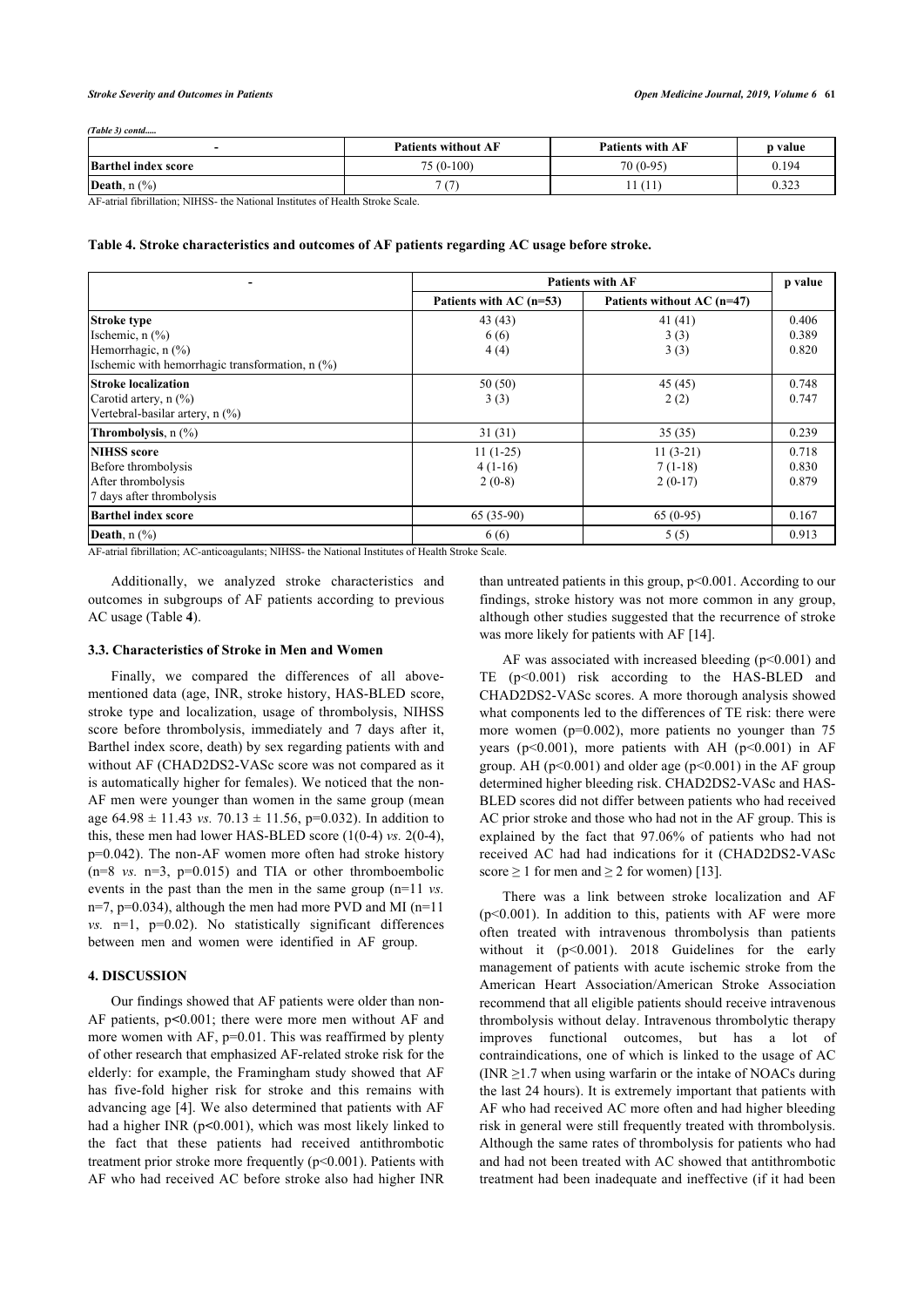*(Table 3) contd.....*

| - | Patients without AF | Patients with AF | p value |
|---|---|---|---|
| **Barthel index score** | 75 (0-100) | 70 (0-95) | 0.194 |
| **Death**, n (%) | 7 (7) | 11 (11) | 0.323 |

AF-atrial fibrillation; NIHSS- the National Institutes of Health Stroke Scale.

**Table 4. Stroke characteristics and outcomes of AF patients regarding AC usage before stroke.**

| - | Patients with AF | | p value |
|---|---|---|---|
| | Patients with AC (n=53) | Patients without AC (n=47) | |
| **Stroke type** | | | |
| Ischemic, n (%) | 43 (43) | 41 (41) | 0.406 |
| Hemorrhagic, n (%) | 6 (6) | 3 (3) | 0.389 |
| Ischemic with hemorrhagic transformation, n (%) | 4 (4) | 3 (3) | 0.820 |
| **Stroke localization** | | | |
| Carotid artery, n (%) | 50 (50) | 45 (45) | 0.748 |
| Vertebral-basilar artery, n (%) | 3 (3) | 2 (2) | 0.747 |
| **Thrombolysis**, n (%) | 31 (31) | 35 (35) | 0.239 |
| **NIHSS score** | | | |
| Before thrombolysis | 11 (1-25) | 11 (3-21) | 0.718 |
| After thrombolysis | 4 (1-16) | 7 (1-18) | 0.830 |
| 7 days after thrombolysis | 2 (0-8) | 2 (0-17) | 0.879 |
| **Barthel index score** | 65 (35-90) | 65 (0-95) | 0.167 |
| **Death**, n (%) | 6 (6) | 5 (5) | 0.913 |

AF-atrial fibrillation; AC-anticoagulants; NIHSS- the National Institutes of Health Stroke Scale.

Additionally, we analyzed stroke characteristics and outcomes in subgroups of AF patients according to previous AC usage (Table **4**).

### 3.3. Characteristics of Stroke in Men and Women

Finally, we compared the differences of all above-mentioned data (age, INR, stroke history, HAS-BLED score, stroke type and localization, usage of thrombolysis, NIHSS score before thrombolysis, immediately and 7 days after it, Barthel index score, death) by sex regarding patients with and without AF (CHAD2DS2-VASc score was not compared as it is automatically higher for females). We noticed that the non-AF men were younger than women in the same group (mean age $64.98 \pm 11.43$ *vs.* $70.13 \pm 11.56$, p=0.032). In addition to this, these men had lower HAS-BLED score (1(0-4) *vs.* 2(0-4), p=0.042). The non-AF women more often had stroke history (n=8 *vs.* n=3, p=0.015) and TIA or other thromboembolic events in the past than the men in the same group (n=11 *vs.* n=7, p=0.034), although the men had more PVD and MI (n=11 *vs.* n=1, p=0.02). No statistically significant differences between men and women were identified in AF group.

## 4. DISCUSSION

Our findings showed that AF patients were older than non-AF patients, p<0.001; there were more men without AF and more women with AF, p=0.01. This was reaffirmed by plenty of other research that emphasized AF-related stroke risk for the elderly: for example, the Framingham study showed that AF has five-fold higher risk for stroke and this remains with advancing age [4]. We also determined that patients with AF had a higher INR (p<0.001), which was most likely linked to the fact that these patients had received antithrombotic treatment prior stroke more frequently (p<0.001). Patients with AF who had received AC before stroke also had higher INR than untreated patients in this group, p<0.001. According to our findings, stroke history was not more common in any group, although other studies suggested that the recurrence of stroke was more likely for patients with AF [14].

AF was associated with increased bleeding (p<0.001) and TE (p<0.001) risk according to the HAS-BLED and CHAD2DS2-VASc scores. A more thorough analysis showed what components led to the differences of TE risk: there were more women (p=0.002), more patients no younger than 75 years (p<0.001), more patients with AH (p<0.001) in AF group. AH (p<0.001) and older age (p<0.001) in the AF group determined higher bleeding risk. CHAD2DS2-VASc and HAS-BLED scores did not differ between patients who had received AC prior stroke and those who had not in the AF group. This is explained by the fact that 97.06% of patients who had not received AC had indications for it (CHAD2DS2-VASc score $\geq 1$ for men and $\geq 2$ for women) [13].

There was a link between stroke localization and AF (p<0.001). In addition to this, patients with AF were more often treated with intravenous thrombolysis than patients without it (p<0.001). 2018 Guidelines for the early management of patients with acute ischemic stroke from the American Heart Association/American Stroke Association recommend that all eligible patients should receive intravenous thrombolysis without delay. Intravenous thrombolytic therapy improves functional outcomes, but has a lot of contraindications, one of which is linked to the usage of AC (INR $\geq 1.7$ when using warfarin or the intake of NOACs during the last 24 hours). It is extremely important that patients with AF who had received AC more often and had higher bleeding risk in general were still frequently treated with thrombolysis. Although the same rates of thrombolysis for patients who had and had not been treated with AC showed that antithrombotic treatment had been inadequate and ineffective (if it had been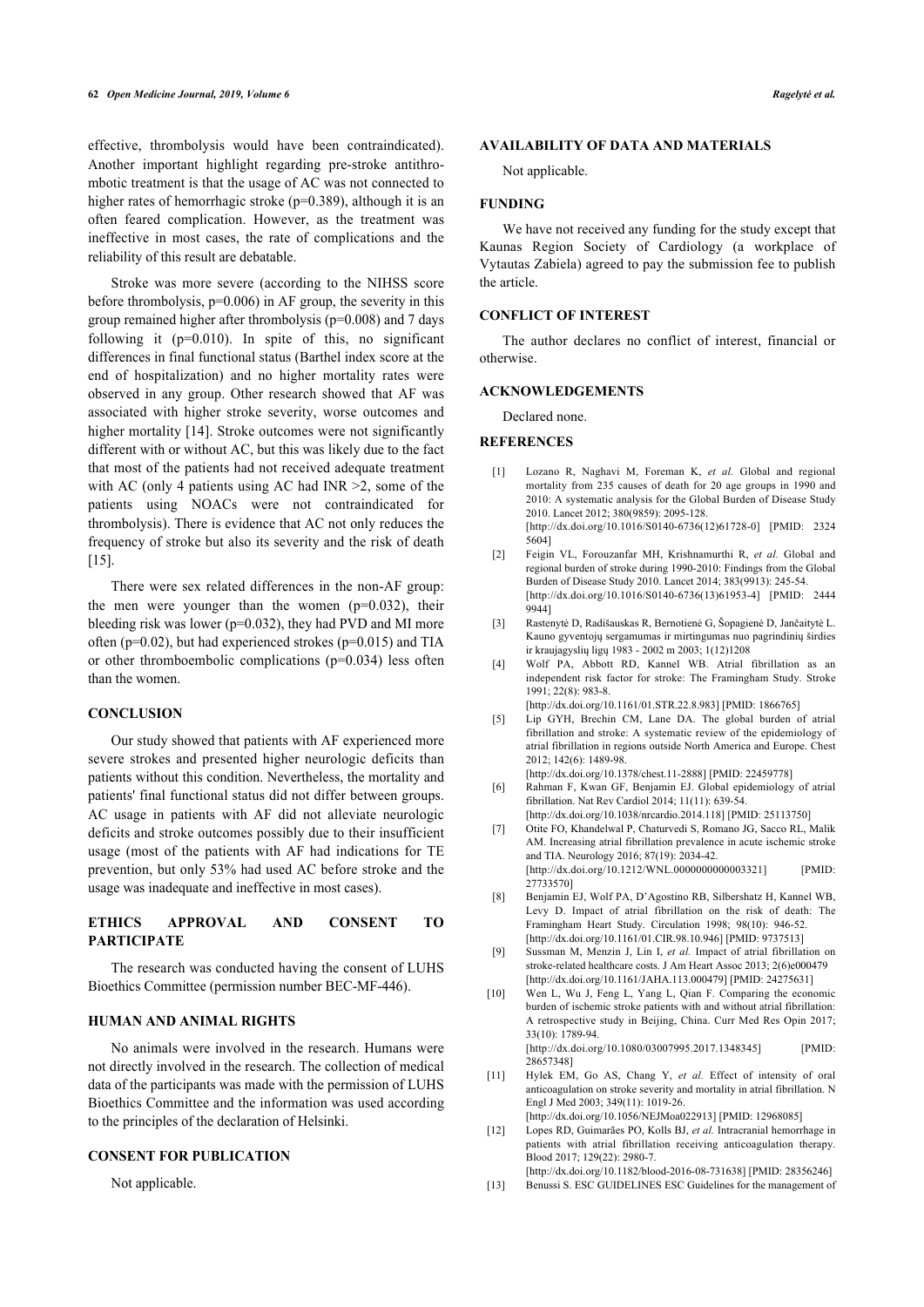effective, thrombolysis would have been contraindicated). Another important highlight regarding pre-stroke antithrombotic treatment is that the usage of AC was not connected to higher rates of hemorrhagic stroke (p=0.389), although it is an often feared complication. However, as the treatment was ineffective in most cases, the rate of complications and the reliability of this result are debatable.

Stroke was more severe (according to the NIHSS score before thrombolysis, p=0.006) in AF group, the severity in this group remained higher after thrombolysis (p=0.008) and 7 days following it (p=0.010). In spite of this, no significant differences in final functional status (Barthel index score at the end of hospitalization) and no higher mortality rates were observed in any group. Other research showed that AF was associated with higher stroke severity, worse outcomes and higher mortality [14]. Stroke outcomes were not significantly different with or without AC, but this was likely due to the fact that most of the patients had not received adequate treatment with AC (only 4 patients using AC had INR >2, some of the patients using NOACs were not contraindicated for thrombolysis). There is evidence that AC not only reduces the frequency of stroke but also its severity and the risk of death [15].

There were sex related differences in the non-AF group: the men were younger than the women (p=0.032), their bleeding risk was lower (p=0.032), they had PVD and MI more often (p=0.02), but had experienced strokes (p=0.015) and TIA or other thromboembolic complications (p=0.034) less often than the women.

## CONCLUSION

Our study showed that patients with AF experienced more severe strokes and presented higher neurologic deficits than patients without this condition. Nevertheless, the mortality and patients' final functional status did not differ between groups. AC usage in patients with AF did not alleviate neurologic deficits and stroke outcomes possibly due to their insufficient usage (most of the patients with AF had indications for TE prevention, but only 53% had used AC before stroke and the usage was inadequate and ineffective in most cases).

## ETHICS APPROVAL AND CONSENT TO PARTICIPATE

The research was conducted having the consent of LUHS Bioethics Committee (permission number BEC-MF-446).

## HUMAN AND ANIMAL RIGHTS

No animals were involved in the research. Humans were not directly involved in the research. The collection of medical data of the participants was made with the permission of LUHS Bioethics Committee and the information was used according to the principles of the declaration of Helsinki.

## CONSENT FOR PUBLICATION

Not applicable.

## AVAILABILITY OF DATA AND MATERIALS

Not applicable.

## FUNDING

We have not received any funding for the study except that Kaunas Region Society of Cardiology (a workplace of Vytautas Zabiela) agreed to pay the submission fee to publish the article.

## CONFLICT OF INTEREST

The author declares no conflict of interest, financial or otherwise.

## ACKNOWLEDGEMENTS

Declared none.

## REFERENCES

[1] Lozano R, Naghavi M, Foreman K, *et al.* Global and regional mortality from 235 causes of death for 20 age groups in 1990 and 2010: A systematic analysis for the Global Burden of Disease Study 2010. Lancet 2012; 380(9859): 2095-128. [http://dx.doi.org/10.1016/S0140-6736(12)61728-0] [PMID: 23245604]

[2] Feigin VL, Forouzanfar MH, Krishnamurthi R, *et al.* Global and regional burden of stroke during 1990-2010: Findings from the Global Burden of Disease Study 2010. Lancet 2014; 383(9913): 245-54. [http://dx.doi.org/10.1016/S0140-6736(13)61953-4] [PMID: 24449944]

[3] Rastenytė D, Radišauskas R, Bernotienė G, Šopagienė D, Jančaitytė L. Kauno gyventojų sergamumas ir mirtingumas nuo pagrindinių širdies ir kraujagyslių ligų 1983 - 2002 m 2003; 1(12)1208

[4] Wolf PA, Abbott RD, Kannel WB. Atrial fibrillation as an independent risk factor for stroke: The Framingham Study. Stroke 1991; 22(8): 983-8. [http://dx.doi.org/10.1161/01.STR.22.8.983] [PMID: 1866765]

[5] Lip GYH, Brechin CM, Lane DA. The global burden of atrial fibrillation and stroke: A systematic review of the epidemiology of atrial fibrillation in regions outside North America and Europe. Chest 2012; 142(6): 1489-98. [http://dx.doi.org/10.1378/chest.11-2888] [PMID: 22459778]

[6] Rahman F, Kwan GF, Benjamin EJ. Global epidemiology of atrial fibrillation. Nat Rev Cardiol 2014; 11(11): 639-54. [http://dx.doi.org/10.1038/nrcardio.2014.118] [PMID: 25113750]

[7] Otite FO, Khandelwal P, Chaturvedi S, Romano JG, Sacco RL, Malik AM. Increasing atrial fibrillation prevalence in acute ischemic stroke and TIA. Neurology 2016; 87(19): 2034-42. [http://dx.doi.org/10.1212/WNL.0000000000003321] [PMID: 27733570]

[8] Benjamin EJ, Wolf PA, D'Agostino RB, Silbershatz H, Kannel WB, Levy D. Impact of atrial fibrillation on the risk of death: The Framingham Heart Study. Circulation 1998; 98(10): 946-52. [http://dx.doi.org/10.1161/01.CIR.98.10.946] [PMID: 9737513]

[9] Sussman M, Menzin J, Lin I, *et al.* Impact of atrial fibrillation on stroke-related healthcare costs. J Am Heart Assoc 2013; 2(6)e000479 [http://dx.doi.org/10.1161/JAHA.113.000479] [PMID: 24275631]

[10] Wen L, Wu J, Feng L, Yang L, Qian F. Comparing the economic burden of ischemic stroke patients with and without atrial fibrillation: A retrospective study in Beijing, China. Curr Med Res Opin 2017; 33(10): 1789-94. [http://dx.doi.org/10.1080/03007995.2017.1348345] [PMID: 28657348]

[11] Hylek EM, Go AS, Chang Y, *et al.* Effect of intensity of oral anticoagulation on stroke severity and mortality in atrial fibrillation. N Engl J Med 2003; 349(11): 1019-26. [http://dx.doi.org/10.1056/NEJMoa022913] [PMID: 12968085]

[12] Lopes RD, Guimarães PO, Kolls BJ, *et al.* Intracranial hemorrhage in patients with atrial fibrillation receiving anticoagulation therapy. Blood 2017; 129(22): 2980-7. [http://dx.doi.org/10.1182/blood-2016-08-731638] [PMID: 28356246]

[13] Benussi S. ESC GUIDELINES ESC Guidelines for the management of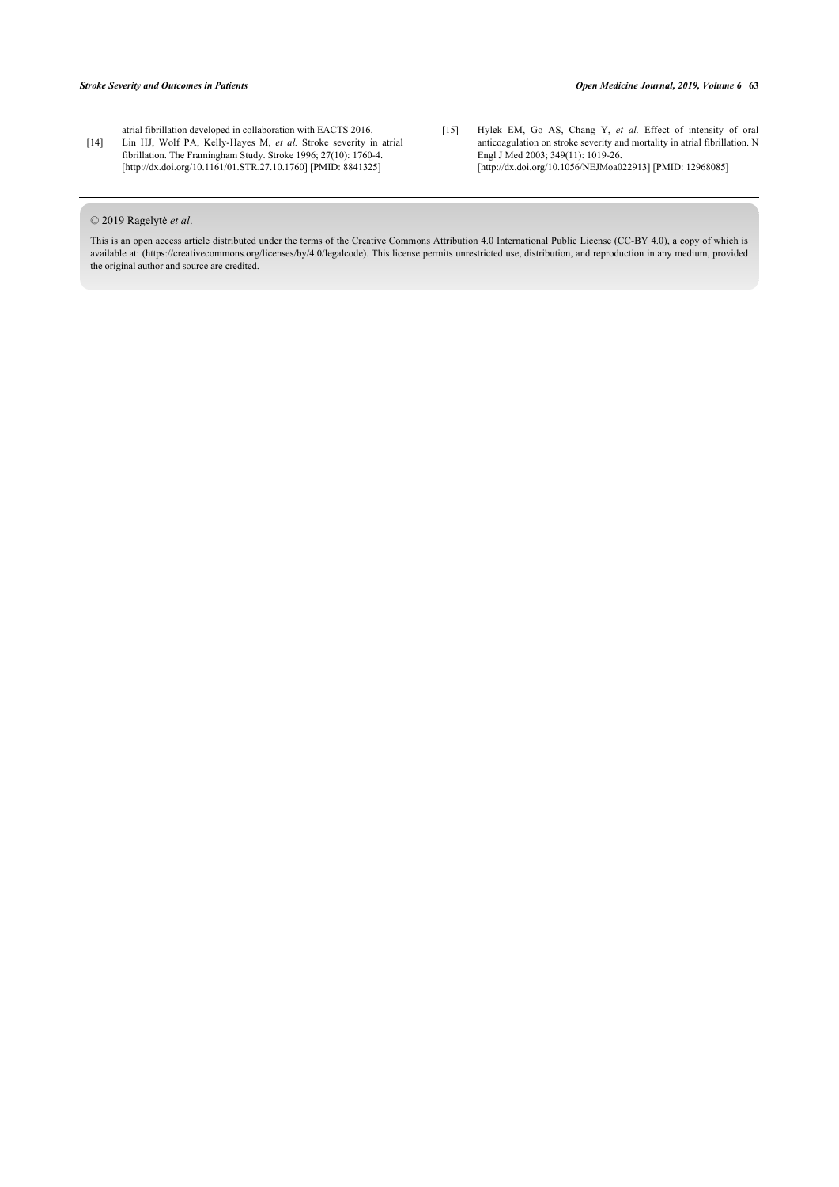atrial fibrillation developed in collaboration with EACTS 2016.

[14] Lin HJ, Wolf PA, Kelly-Hayes M, *et al.* Stroke severity in atrial fibrillation. The Framingham Study. Stroke 1996; 27(10): 1760-4. [http://dx.doi.org/10.1161/01.STR.27.10.1760] [PMID: 8841325]

[15] Hylek EM, Go AS, Chang Y, *et al.* Effect of intensity of oral anticoagulation on stroke severity and mortality in atrial fibrillation. N Engl J Med 2003; 349(11): 1019-26. [http://dx.doi.org/10.1056/NEJMoa022913] [PMID: 12968085]

---

© 2019 Ragelytė *et al*.

This is an open access article distributed under the terms of the Creative Commons Attribution 4.0 International Public License (CC-BY 4.0), a copy of which is available at: (https://creativecommons.org/licenses/by/4.0/legalcode). This license permits unrestricted use, distribution, and reproduction in any medium, provided the original author and source are credited.